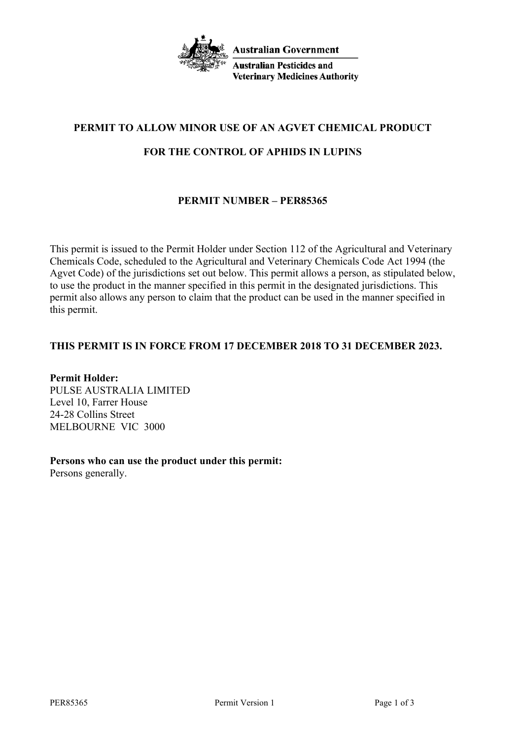Australian Government

Australian Pesticides and Veterinary Medicines Authority

# PERMIT TO ALLOW MINOR USE OF AN AGVET CHEMICAL PRODUCT

# FOR THE CONTROL OF APHIDS IN LUPINS

## PERMIT NUMBER – PER85365

This permit is issued to the Permit Holder under Section 112 of the Agricultural and Veterinary Chemicals Code, scheduled to the Agricultural and Veterinary Chemicals Code Act 1994 (the Agvet Code) of the jurisdictions set out below. This permit allows a person, as stipulated below, to use the product in the manner specified in this permit in the designated jurisdictions. This permit also allows any person to claim that the product can be used in the manner specified in this permit.

**THIS PERMIT IS IN FORCE FROM 17 DECEMBER 2018 TO 31 DECEMBER 2023.**

**Permit Holder:**
PULSE AUSTRALIA LIMITED
Level 10, Farrer House
24-28 Collins Street
MELBOURNE VIC 3000

**Persons who can use the product under this permit:**
Persons generally.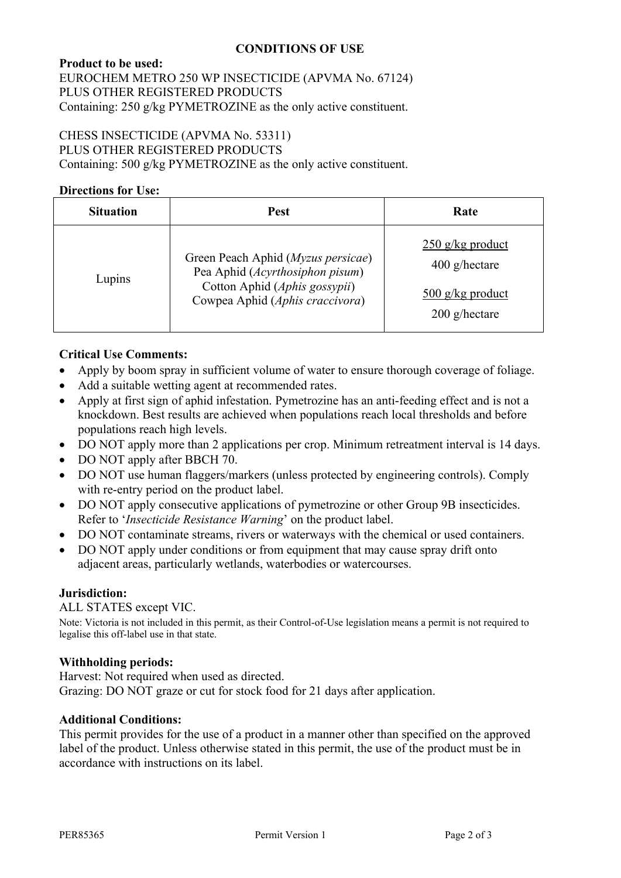## CONDITIONS OF USE

**Product to be used:**
EUROCHEM METRO 250 WP INSECTICIDE (APVMA No. 67124)
PLUS OTHER REGISTERED PRODUCTS
Containing: 250 g/kg PYMETROZINE as the only active constituent.

CHESS INSECTICIDE (APVMA No. 53311)
PLUS OTHER REGISTERED PRODUCTS
Containing: 500 g/kg PYMETROZINE as the only active constituent.

**Directions for Use:**

| Situation | Pest | Rate |
|---|---|---|
| Lupins | Green Peach Aphid (*Myzus persicae*)<br>Pea Aphid (*Acyrthosiphon pisum*)<br>Cotton Aphid (*Aphis gossypii*)<br>Cowpea Aphid (*Aphis craccivora*) | <u>250 g/kg product</u><br>400 g/hectare<br><u>500 g/kg product</u><br>200 g/hectare |

**Critical Use Comments:**

- Apply by boom spray in sufficient volume of water to ensure thorough coverage of foliage.
- Add a suitable wetting agent at recommended rates.
- Apply at first sign of aphid infestation. Pymetrozine has an anti-feeding effect and is not a knockdown. Best results are achieved when populations reach local thresholds and before populations reach high levels.
- DO NOT apply more than 2 applications per crop. Minimum retreatment interval is 14 days.
- DO NOT apply after BBCH 70.
- DO NOT use human flaggers/markers (unless protected by engineering controls). Comply with re-entry period on the product label.
- DO NOT apply consecutive applications of pymetrozine or other Group 9B insecticides. Refer to '*Insecticide Resistance Warning*' on the product label.
- DO NOT contaminate streams, rivers or waterways with the chemical or used containers.
- DO NOT apply under conditions or from equipment that may cause spray drift onto adjacent areas, particularly wetlands, waterbodies or watercourses.

**Jurisdiction:**
ALL STATES except VIC.
Note: Victoria is not included in this permit, as their Control-of-Use legislation means a permit is not required to legalise this off-label use in that state.

**Withholding periods:**
Harvest: Not required when used as directed.
Grazing: DO NOT graze or cut for stock food for 21 days after application.

**Additional Conditions:**
This permit provides for the use of a product in a manner other than specified on the approved label of the product. Unless otherwise stated in this permit, the use of the product must be in accordance with instructions on its label.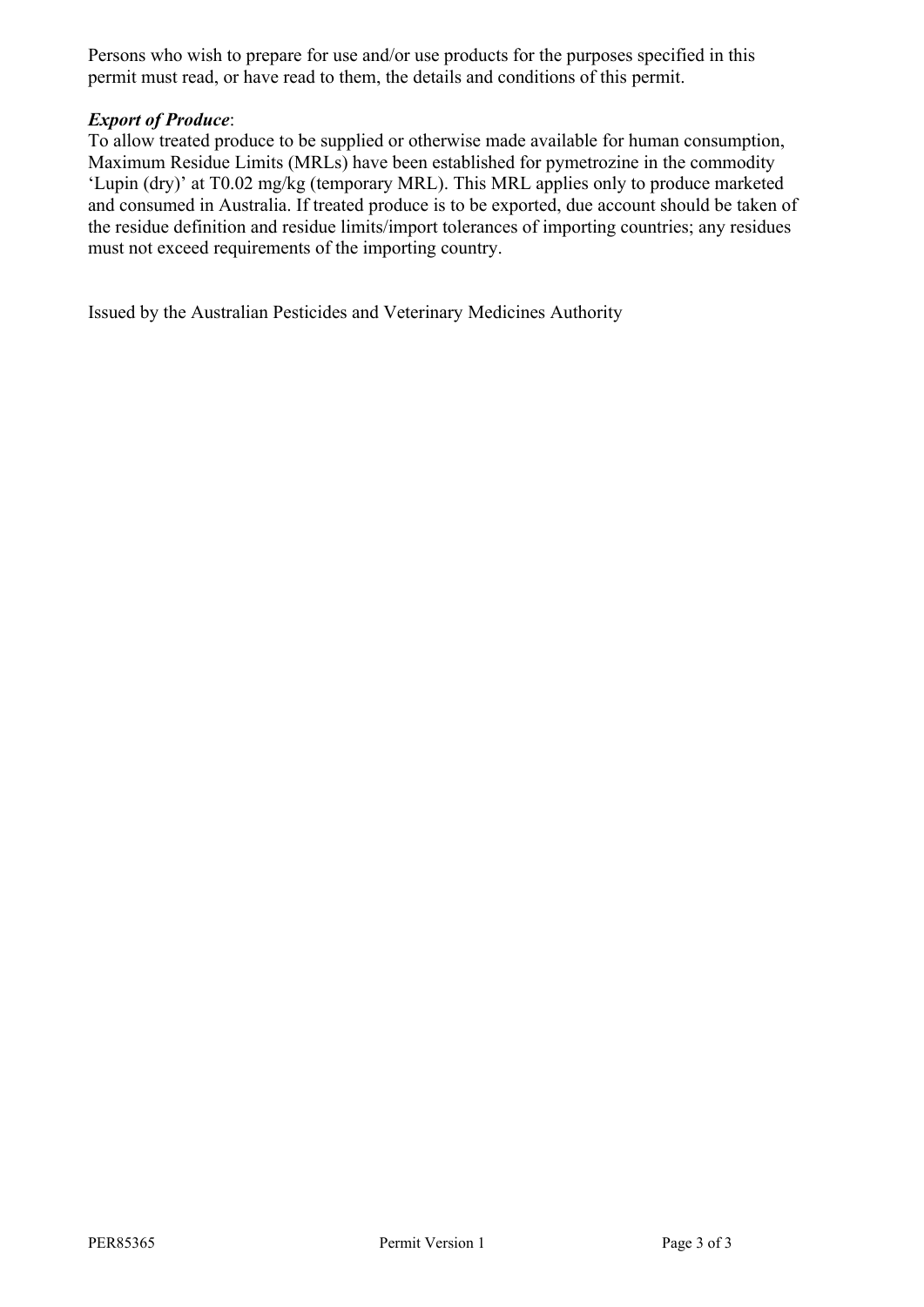Persons who wish to prepare for use and/or use products for the purposes specified in this permit must read, or have read to them, the details and conditions of this permit.

***Export of Produce***:

To allow treated produce to be supplied or otherwise made available for human consumption, Maximum Residue Limits (MRLs) have been established for pymetrozine in the commodity 'Lupin (dry)' at T0.02 mg/kg (temporary MRL). This MRL applies only to produce marketed and consumed in Australia. If treated produce is to be exported, due account should be taken of the residue definition and residue limits/import tolerances of importing countries; any residues must not exceed requirements of the importing country.

Issued by the Australian Pesticides and Veterinary Medicines Authority